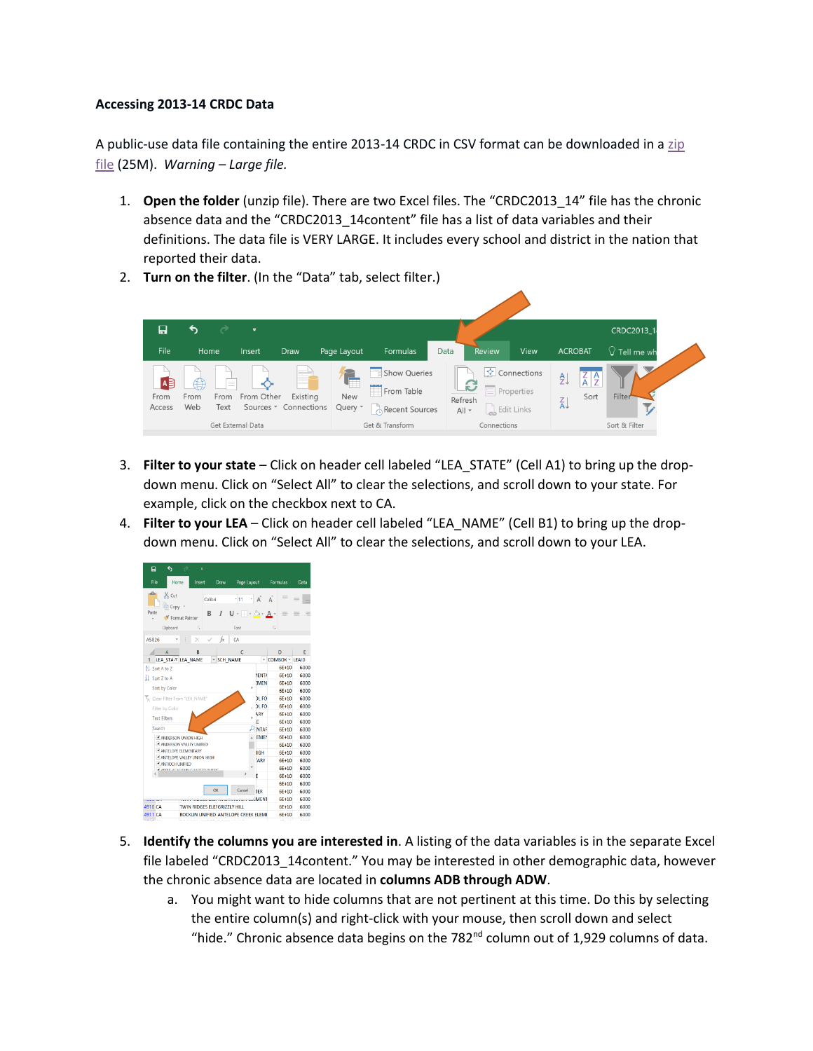**Accessing 2013-14 CRDC Data**

A public-use data file containing the entire 2013-14 CRDC in CSV format can be downloaded in a zip file (25M). *Warning – Large file.*

1. **Open the folder** (unzip file). There are two Excel files. The "CRDC2013_14" file has the chronic absence data and the "CRDC2013_14content" file has a list of data variables and their definitions. The data file is VERY LARGE. It includes every school and district in the nation that reported their data.
2. **Turn on the filter**. (In the "Data" tab, select filter.)
3. **Filter to your state** – Click on header cell labeled "LEA_STATE" (Cell A1) to bring up the drop-down menu. Click on "Select All" to clear the selections, and scroll down to your state. For example, click on the checkbox next to CA.
4. **Filter to your LEA** – Click on header cell labeled "LEA_NAME" (Cell B1) to bring up the drop-down menu. Click on "Select All" to clear the selections, and scroll down to your LEA.
5. **Identify the columns you are interested in**. A listing of the data variables is in the separate Excel file labeled "CRDC2013_14content." You may be interested in other demographic data, however the chronic absence data are located in **columns ADB through ADW**.
    a. You might want to hide columns that are not pertinent at this time. Do this by selecting the entire column(s) and right-click with your mouse, then scroll down and select "hide." Chronic absence data begins on the 782nd column out of 1,929 columns of data.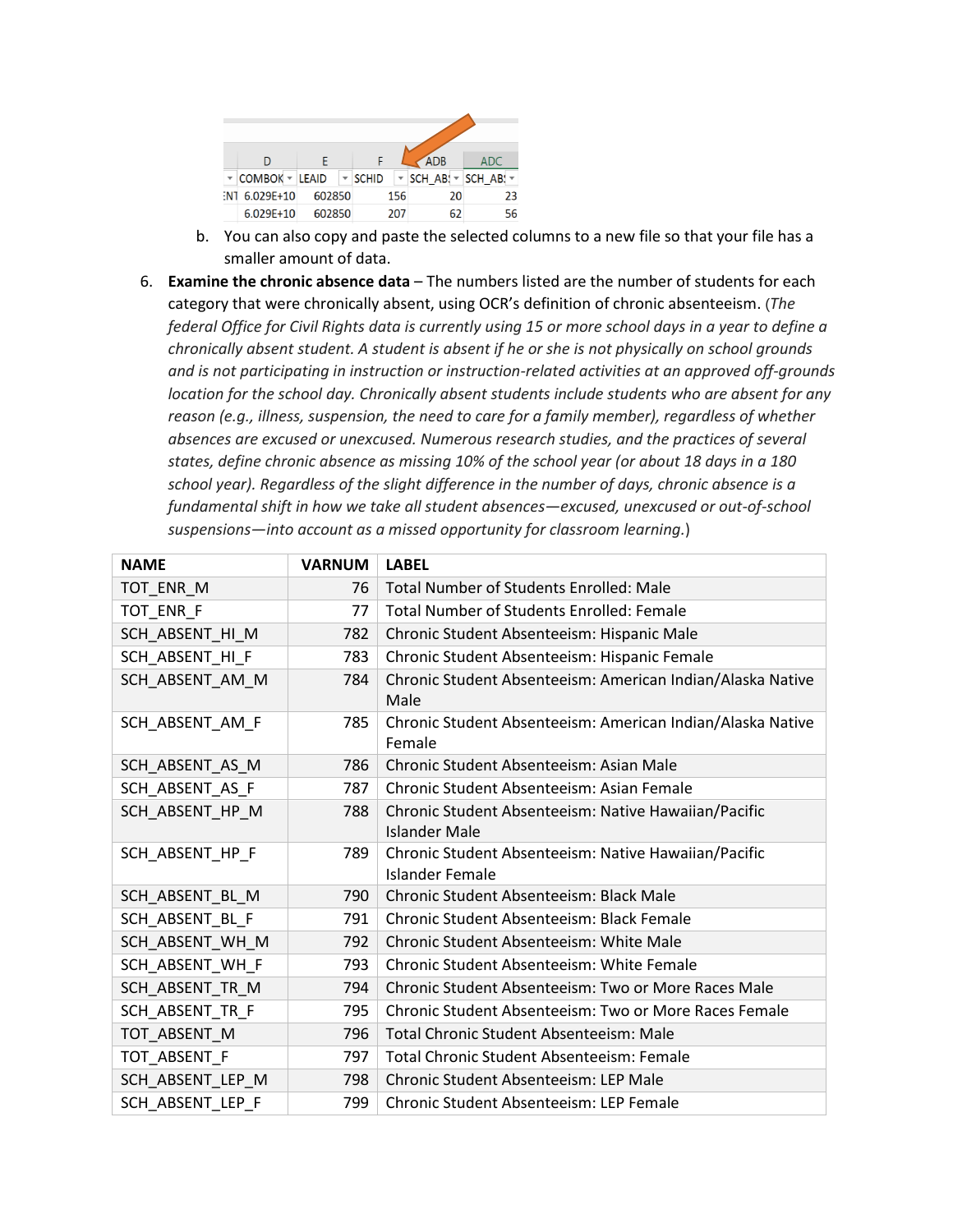|   | D | E | F | ADB | ADC |
|---|---|---|---|---|---|
|   | COMBOK | LEAID | SCHID | SCH_ABS | SCH_ABS |
| ENT | 6.029E+10 | 602850 | 156 | 20 | 23 |
|   | 6.029E+10 | 602850 | 207 | 62 | 56 |

b. You can also copy and paste the selected columns to a new file so that your file has a smaller amount of data.

6. **Examine the chronic absence data** – The numbers listed are the number of students for each category that were chronically absent, using OCR's definition of chronic absenteeism. (*The federal Office for Civil Rights data is currently using 15 or more school days in a year to define a chronically absent student. A student is absent if he or she is not physically on school grounds and is not participating in instruction or instruction-related activities at an approved off-grounds location for the school day. Chronically absent students include students who are absent for any reason (e.g., illness, suspension, the need to care for a family member), regardless of whether absences are excused or unexcused. Numerous research studies, and the practices of several states, define chronic absence as missing 10% of the school year (or about 18 days in a 180 school year). Regardless of the slight difference in the number of days, chronic absence is a fundamental shift in how we take all student absences—excused, unexcused or out-of-school suspensions—into account as a missed opportunity for classroom learning.*)

| NAME | VARNUM | LABEL |
|---|---|---|
| TOT_ENR_M | 76 | Total Number of Students Enrolled: Male |
| TOT_ENR_F | 77 | Total Number of Students Enrolled: Female |
| SCH_ABSENT_HI_M | 782 | Chronic Student Absenteeism: Hispanic Male |
| SCH_ABSENT_HI_F | 783 | Chronic Student Absenteeism: Hispanic Female |
| SCH_ABSENT_AM_M | 784 | Chronic Student Absenteeism: American Indian/Alaska Native Male |
| SCH_ABSENT_AM_F | 785 | Chronic Student Absenteeism: American Indian/Alaska Native Female |
| SCH_ABSENT_AS_M | 786 | Chronic Student Absenteeism: Asian Male |
| SCH_ABSENT_AS_F | 787 | Chronic Student Absenteeism: Asian Female |
| SCH_ABSENT_HP_M | 788 | Chronic Student Absenteeism: Native Hawaiian/Pacific Islander Male |
| SCH_ABSENT_HP_F | 789 | Chronic Student Absenteeism: Native Hawaiian/Pacific Islander Female |
| SCH_ABSENT_BL_M | 790 | Chronic Student Absenteeism: Black Male |
| SCH_ABSENT_BL_F | 791 | Chronic Student Absenteeism: Black Female |
| SCH_ABSENT_WH_M | 792 | Chronic Student Absenteeism: White Male |
| SCH_ABSENT_WH_F | 793 | Chronic Student Absenteeism: White Female |
| SCH_ABSENT_TR_M | 794 | Chronic Student Absenteeism: Two or More Races Male |
| SCH_ABSENT_TR_F | 795 | Chronic Student Absenteeism: Two or More Races Female |
| TOT_ABSENT_M | 796 | Total Chronic Student Absenteeism: Male |
| TOT_ABSENT_F | 797 | Total Chronic Student Absenteeism: Female |
| SCH_ABSENT_LEP_M | 798 | Chronic Student Absenteeism: LEP Male |
| SCH_ABSENT_LEP_F | 799 | Chronic Student Absenteeism: LEP Female |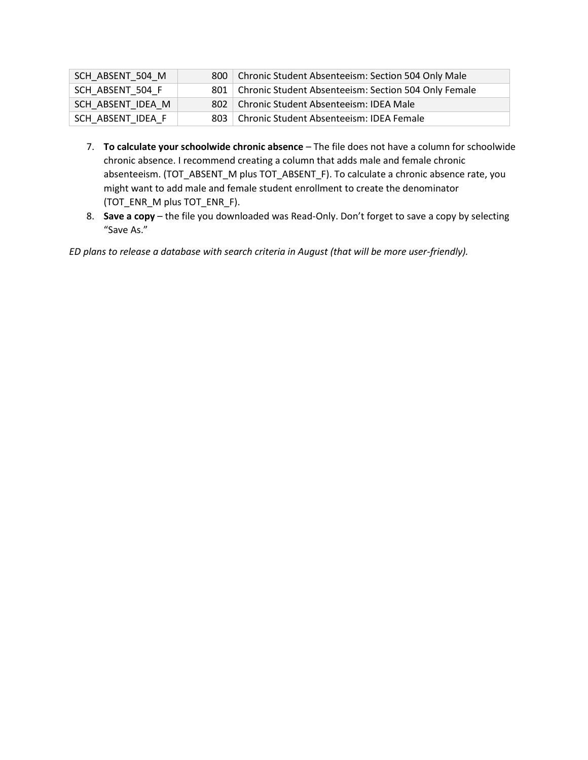| | | |
|---|---|---|
| SCH_ABSENT_504_M | 800 | Chronic Student Absenteeism: Section 504 Only Male |
| SCH_ABSENT_504_F | 801 | Chronic Student Absenteeism: Section 504 Only Female |
| SCH_ABSENT_IDEA_M | 802 | Chronic Student Absenteeism: IDEA Male |
| SCH_ABSENT_IDEA_F | 803 | Chronic Student Absenteeism: IDEA Female |

7. **To calculate your schoolwide chronic absence** – The file does not have a column for schoolwide chronic absence. I recommend creating a column that adds male and female chronic absenteeism. (TOT_ABSENT_M plus TOT_ABSENT_F). To calculate a chronic absence rate, you might want to add male and female student enrollment to create the denominator (TOT_ENR_M plus TOT_ENR_F).
8. **Save a copy** – the file you downloaded was Read-Only. Don't forget to save a copy by selecting "Save As."

*ED plans to release a database with search criteria in August (that will be more user-friendly).*